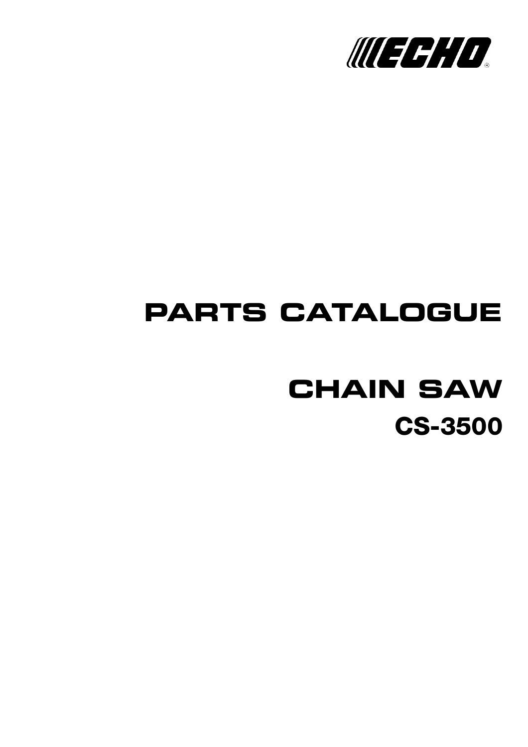ECHO®

# PARTS CATALOGUE

# CHAIN SAW

## CS-3500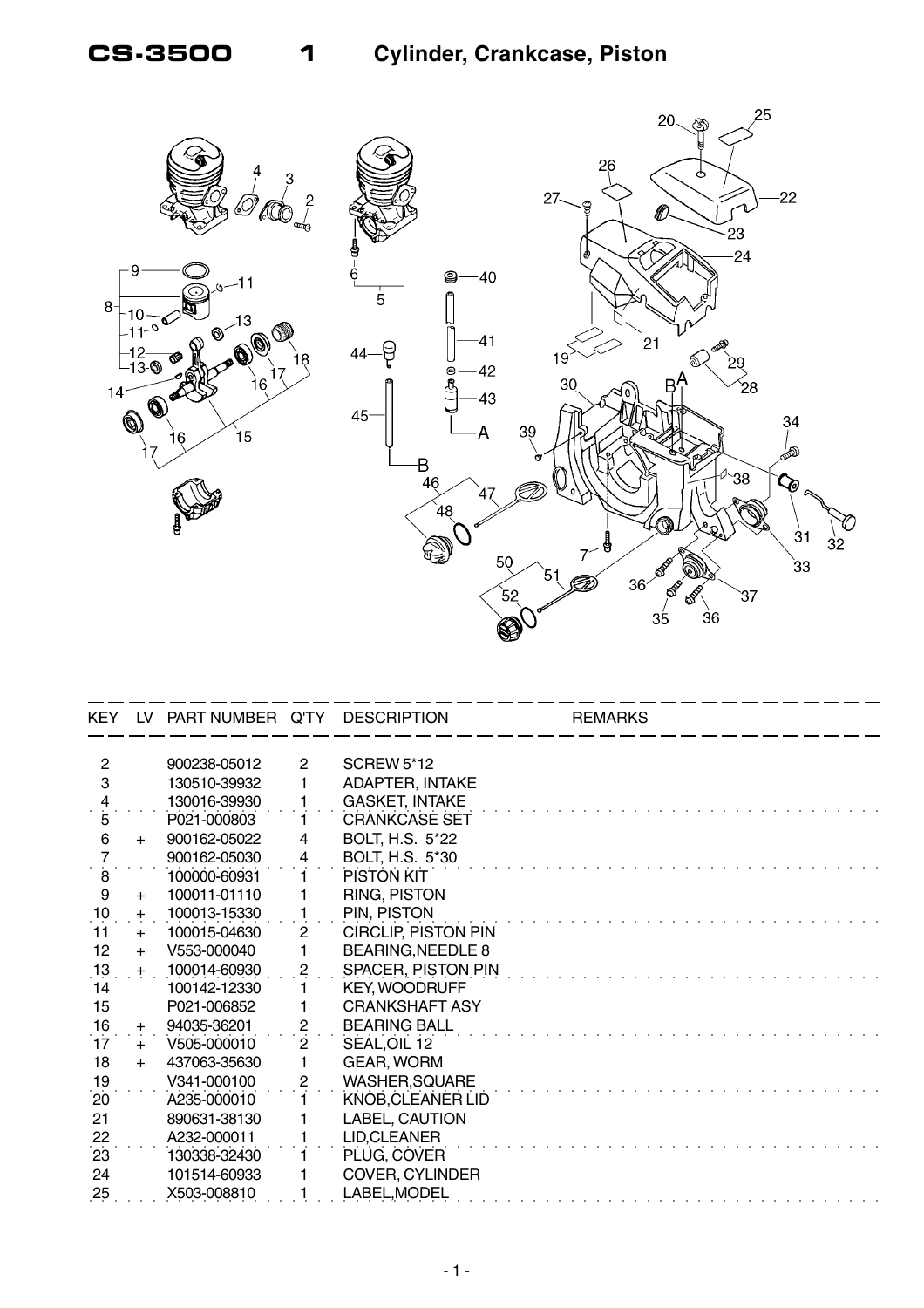# CS-3500 1 Cylinder, Crankcase, Piston

| KEY | LV | PART NUMBER | Q'TY | DESCRIPTION | REMARKS |
|---|---|---|---|---|---|
| 2 | | 900238-05012 | 2 | SCREW 5*12 | |
| 3 | | 130510-39932 | 1 | ADAPTER, INTAKE | |
| 4 | | 130016-39930 | 1 | GASKET, INTAKE | |
| 5 | | P021-000803 | 1 | CRANKCASE SET | |
| 6 | + | 900162-05022 | 4 | BOLT, H.S. 5*22 | |
| 7 | | 900162-05030 | 4 | BOLT, H.S. 5*30 | |
| 8 | | 100000-60931 | 1 | PISTON KIT | |
| 9 | + | 100011-01110 | 1 | RING, PISTON | |
| 10 | + | 100013-15330 | 1 | PIN, PISTON | |
| 11 | + | 100015-04630 | 2 | CIRCLIP, PISTON PIN | |
| 12 | + | V553-000040 | 1 | BEARING,NEEDLE 8 | |
| 13 | + | 100014-60930 | 2 | SPACER, PISTON PIN | |
| 14 | | 100142-12330 | 1 | KEY, WOODRUFF | |
| 15 | | P021-006852 | 1 | CRANKSHAFT ASY | |
| 16 | + | 94035-36201 | 2 | BEARING BALL | |
| 17 | + | V505-000010 | 2 | SEAL,OIL 12 | |
| 18 | + | 437063-35630 | 1 | GEAR, WORM | |
| 19 | | V341-000100 | 2 | WASHER,SQUARE | |
| 20 | | A235-000010 | 1 | KNOB,CLEANER LID | |
| 21 | | 890631-38130 | 1 | LABEL, CAUTION | |
| 22 | | A232-000011 | 1 | LID,CLEANER | |
| 23 | | 130338-32430 | 1 | PLUG, COVER | |
| 24 | | 101514-60933 | 1 | COVER, CYLINDER | |
| 25 | | X503-008810 | 1 | LABEL,MODEL | |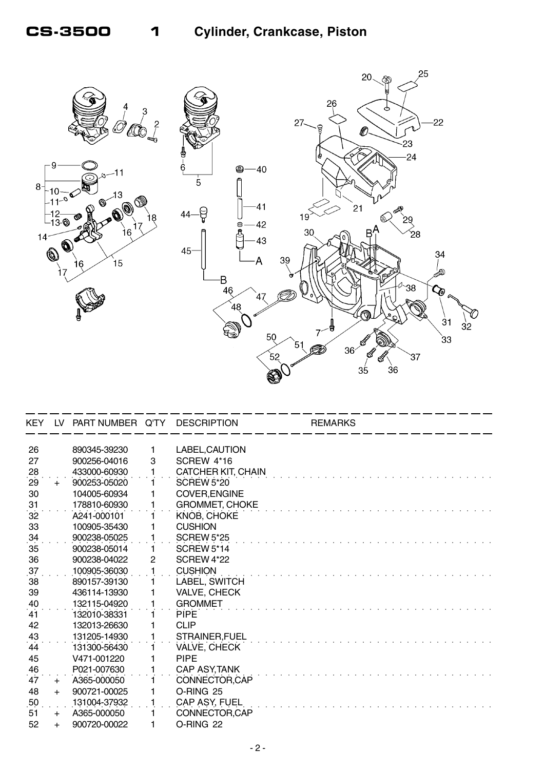# CS-3500 1 Cylinder, Crankcase, Piston

| KEY | LV | PART NUMBER | Q'TY | DESCRIPTION | REMARKS |
|---|---|---|---|---|---|
| 26 | | 890345-39230 | 1 | LABEL,CAUTION | |
| 27 | | 900256-04016 | 3 | SCREW 4*16 | |
| 28 | | 433000-60930 | 1 | CATCHER KIT, CHAIN | |
| 29 | + | 900253-05020 | 1 | SCREW 5*20 | |
| 30 | | 104005-60934 | 1 | COVER,ENGINE | |
| 31 | | 178810-60930 | 1 | GROMMET, CHOKE | |
| 32 | | A241-000101 | 1 | KNOB, CHOKE | |
| 33 | | 100905-35430 | 1 | CUSHION | |
| 34 | | 900238-05025 | 1 | SCREW 5*25 | |
| 35 | | 900238-05014 | 1 | SCREW 5*14 | |
| 36 | | 900238-04022 | 2 | SCREW 4*22 | |
| 37 | | 100905-36030 | 1 | CUSHION | |
| 38 | | 890157-39130 | 1 | LABEL, SWITCH | |
| 39 | | 436114-13930 | 1 | VALVE, CHECK | |
| 40 | | 132115-04920 | 1 | GROMMET | |
| 41 | | 132010-38331 | 1 | PIPE | |
| 42 | | 132013-26630 | 1 | CLIP | |
| 43 | | 131205-14930 | 1 | STRAINER,FUEL | |
| 44 | | 131300-56430 | 1 | VALVE, CHECK | |
| 45 | | V471-001220 | 1 | PIPE | |
| 46 | | P021-007630 | 1 | CAP ASY,TANK | |
| 47 | + | A365-000050 | 1 | CONNECTOR,CAP | |
| 48 | + | 900721-00025 | 1 | O-RING 25 | |
| 50 | | 131004-37932 | 1 | CAP ASY, FUEL | |
| 51 | + | A365-000050 | 1 | CONNECTOR,CAP | |
| 52 | + | 900720-00022 | 1 | O-RING 22 | |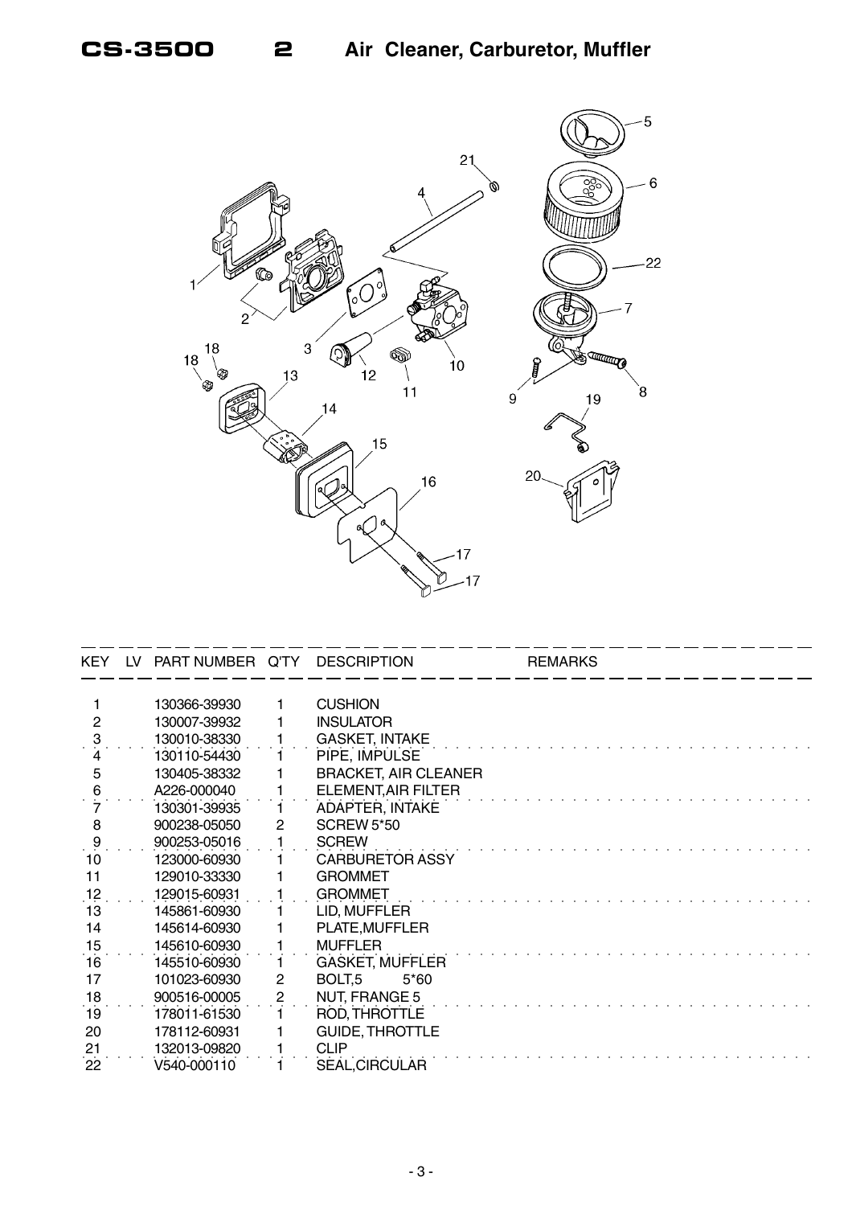# CS-3500 2 Air Cleaner, Carburetor, Muffler

| KEY | LV | PART NUMBER | Q'TY | DESCRIPTION | REMARKS |
|---|---|---|---|---|---|
| 1 | | 130366-39930 | 1 | CUSHION | |
| 2 | | 130007-39932 | 1 | INSULATOR | |
| 3 | | 130010-38330 | 1 | GASKET, INTAKE | |
| 4 | | 130110-54430 | 1 | PIPE, IMPULSE | |
| 5 | | 130405-38332 | 1 | BRACKET, AIR CLEANER | |
| 6 | | A226-000040 | 1 | ELEMENT,AIR FILTER | |
| 7 | | 130301-39935 | 1 | ADAPTER, INTAKE | |
| 8 | | 900238-05050 | 2 | SCREW 5*50 | |
| 9 | | 900253-05016 | 1 | SCREW | |
| 10 | | 123000-60930 | 1 | CARBURETOR ASSY | |
| 11 | | 129010-33330 | 1 | GROMMET | |
| 12 | | 129015-60931 | 1 | GROMMET | |
| 13 | | 145861-60930 | 1 | LID, MUFFLER | |
| 14 | | 145614-60930 | 1 | PLATE,MUFFLER | |
| 15 | | 145610-60930 | 1 | MUFFLER | |
| 16 | | 145510-60930 | 1 | GASKET, MUFFLER | |
| 17 | | 101023-60930 | 2 | BOLT,5 5*60 | |
| 18 | | 900516-00005 | 2 | NUT, FRANGE 5 | |
| 19 | | 178011-61530 | 1 | ROD, THROTTLE | |
| 20 | | 178112-60931 | 1 | GUIDE, THROTTLE | |
| 21 | | 132013-09820 | 1 | CLIP | |
| 22 | | V540-000110 | 1 | SEAL,CIRCULAR | |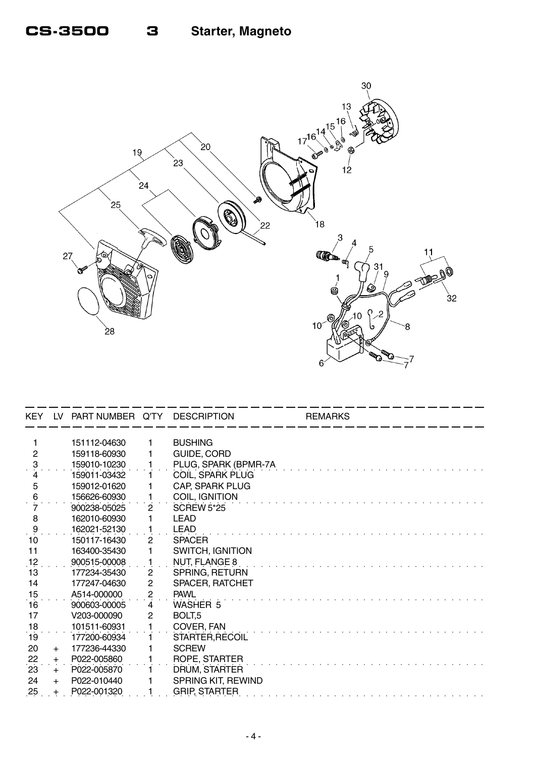# CS-3500 3 Starter, Magneto

| KEY | LV | PART NUMBER | Q'TY | DESCRIPTION | REMARKS |
|---|---|---|---|---|---|
| 1 | | 151112-04630 | 1 | BUSHING | |
| 2 | | 159118-60930 | 1 | GUIDE, CORD | |
| 3 | | 159010-10230 | 1 | PLUG, SPARK (BPMR-7A | |
| 4 | | 159011-03432 | 1 | COIL, SPARK PLUG | |
| 5 | | 159012-01620 | 1 | CAP, SPARK PLUG | |
| 6 | | 156626-60930 | 1 | COIL, IGNITION | |
| 7 | | 900238-05025 | 2 | SCREW 5*25 | |
| 8 | | 162010-60930 | 1 | LEAD | |
| 9 | | 162021-52130 | 1 | LEAD | |
| 10 | | 150117-16430 | 2 | SPACER | |
| 11 | | 163400-35430 | 1 | SWITCH, IGNITION | |
| 12 | | 900515-00008 | 1 | NUT, FLANGE 8 | |
| 13 | | 177234-35430 | 2 | SPRING, RETURN | |
| 14 | | 177247-04630 | 2 | SPACER, RATCHET | |
| 15 | | A514-000000 | 2 | PAWL | |
| 16 | | 900603-00005 | 4 | WASHER 5 | |
| 17 | | V203-000090 | 2 | BOLT,5 | |
| 18 | | 101511-60931 | 1 | COVER, FAN | |
| 19 | | 177200-60934 | 1 | STARTER,RECOIL | |
| 20 | + | 177236-44330 | 1 | SCREW | |
| 22 | + | P022-005860 | 1 | ROPE, STARTER | |
| 23 | + | P022-005870 | 1 | DRUM, STARTER | |
| 24 | + | P022-010440 | 1 | SPRING KIT, REWIND | |
| 25 | + | P022-001320 | 1 | GRIP, STARTER | |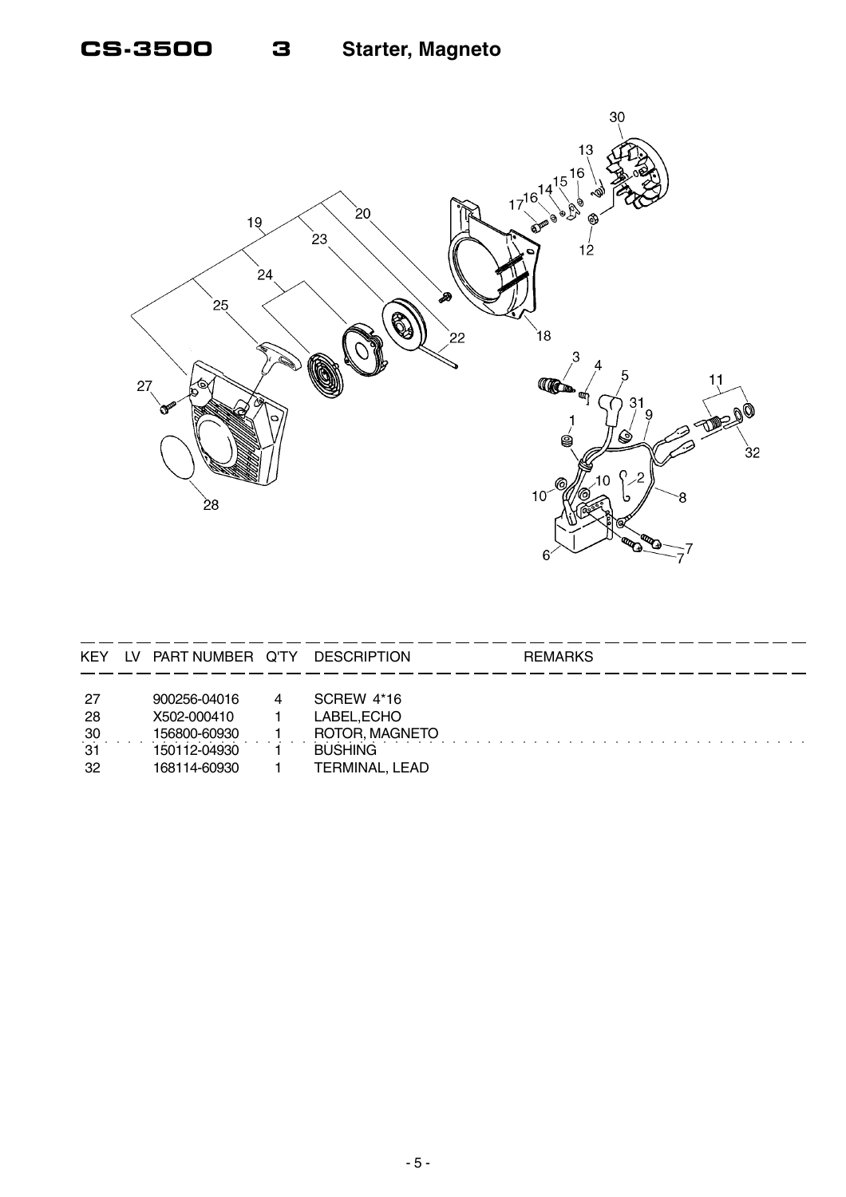# CS-3500 3 Starter, Magneto

| KEY | LV | PART NUMBER | Q'TY | DESCRIPTION | REMARKS |
|---|---|---|---|---|---|
| 27 | | 900256-04016 | 4 | SCREW 4*16 | |
| 28 | | X502-000410 | 1 | LABEL,ECHO | |
| 30 | | 156800-60930 | 1 | ROTOR, MAGNETO | |
| 31 | | 150112-04930 | 1 | BUSHING | |
| 32 | | 168114-60930 | 1 | TERMINAL, LEAD | |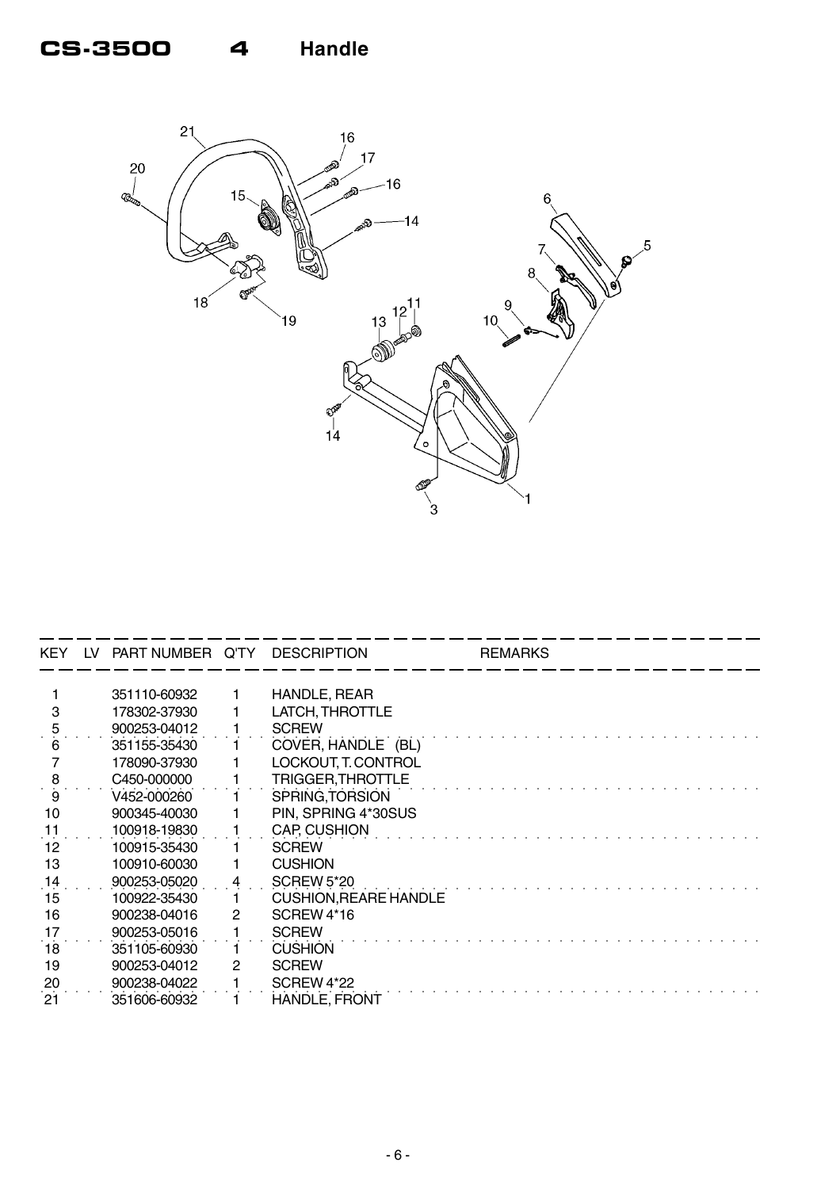# CS-3500 4 Handle

| KEY | LV | PART NUMBER | Q'TY | DESCRIPTION | REMARKS |
|---|---|---|---|---|---|
| 1 | | 351110-60932 | 1 | HANDLE, REAR | |
| 3 | | 178302-37930 | 1 | LATCH, THROTTLE | |
| 5 | | 900253-04012 | 1 | SCREW | |
| 6 | | 351155-35430 | 1 | COVER, HANDLE (BL) | |
| 7 | | 178090-37930 | 1 | LOCKOUT, T. CONTROL | |
| 8 | | C450-000000 | 1 | TRIGGER,THROTTLE | |
| 9 | | V452-000260 | 1 | SPRING,TORSION | |
| 10 | | 900345-40030 | 1 | PIN, SPRING 4*30SUS | |
| 11 | | 100918-19830 | 1 | CAP, CUSHION | |
| 12 | | 100915-35430 | 1 | SCREW | |
| 13 | | 100910-60030 | 1 | CUSHION | |
| 14 | | 900253-05020 | 4 | SCREW 5*20 | |
| 15 | | 100922-35430 | 1 | CUSHION,REARE HANDLE | |
| 16 | | 900238-04016 | 2 | SCREW 4*16 | |
| 17 | | 900253-05016 | 1 | SCREW | |
| 18 | | 351105-60930 | 1 | CUSHION | |
| 19 | | 900253-04012 | 2 | SCREW | |
| 20 | | 900238-04022 | 1 | SCREW 4*22 | |
| 21 | | 351606-60932 | 1 | HANDLE, FRONT | |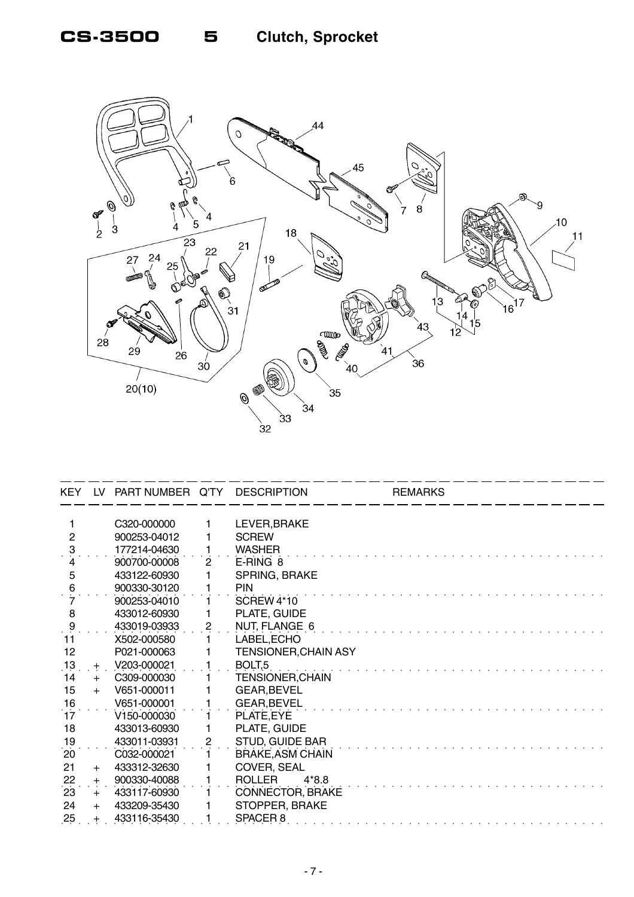# CS-3500 5 Clutch, Sprocket

| KEY | LV | PART NUMBER | Q'TY | DESCRIPTION | REMARKS |
|---|---|---|---|---|---|
| 1 | | C320-000000 | 1 | LEVER,BRAKE | |
| 2 | | 900253-04012 | 1 | SCREW | |
| 3 | | 177214-04630 | 1 | WASHER | |
| 4 | | 900700-00008 | 2 | E-RING 8 | |
| 5 | | 433122-60930 | 1 | SPRING, BRAKE | |
| 6 | | 900330-30120 | 1 | PIN | |
| 7 | | 900253-04010 | 1 | SCREW 4*10 | |
| 8 | | 433012-60930 | 1 | PLATE, GUIDE | |
| 9 | | 433019-03933 | 2 | NUT, FLANGE 6 | |
| 11 | | X502-000580 | 1 | LABEL,ECHO | |
| 12 | | P021-000063 | 1 | TENSIONER,CHAIN ASY | |
| 13 | + | V203-000021 | 1 | BOLT,5 | |
| 14 | + | C309-000030 | 1 | TENSIONER,CHAIN | |
| 15 | + | V651-000011 | 1 | GEAR,BEVEL | |
| 16 | | V651-000001 | 1 | GEAR,BEVEL | |
| 17 | | V150-000030 | 1 | PLATE,EYE | |
| 18 | | 433013-60930 | 1 | PLATE, GUIDE | |
| 19 | | 433011-03931 | 2 | STUD, GUIDE BAR | |
| 20 | | C032-000021 | 1 | BRAKE,ASM CHAIN | |
| 21 | + | 433312-32630 | 1 | COVER, SEAL | |
| 22 | + | 900330-40088 | 1 | ROLLER 4*8.8 | |
| 23 | + | 433117-60930 | 1 | CONNECTOR, BRAKE | |
| 24 | + | 433209-35430 | 1 | STOPPER, BRAKE | |
| 25 | + | 433116-35430 | 1 | SPACER 8 | |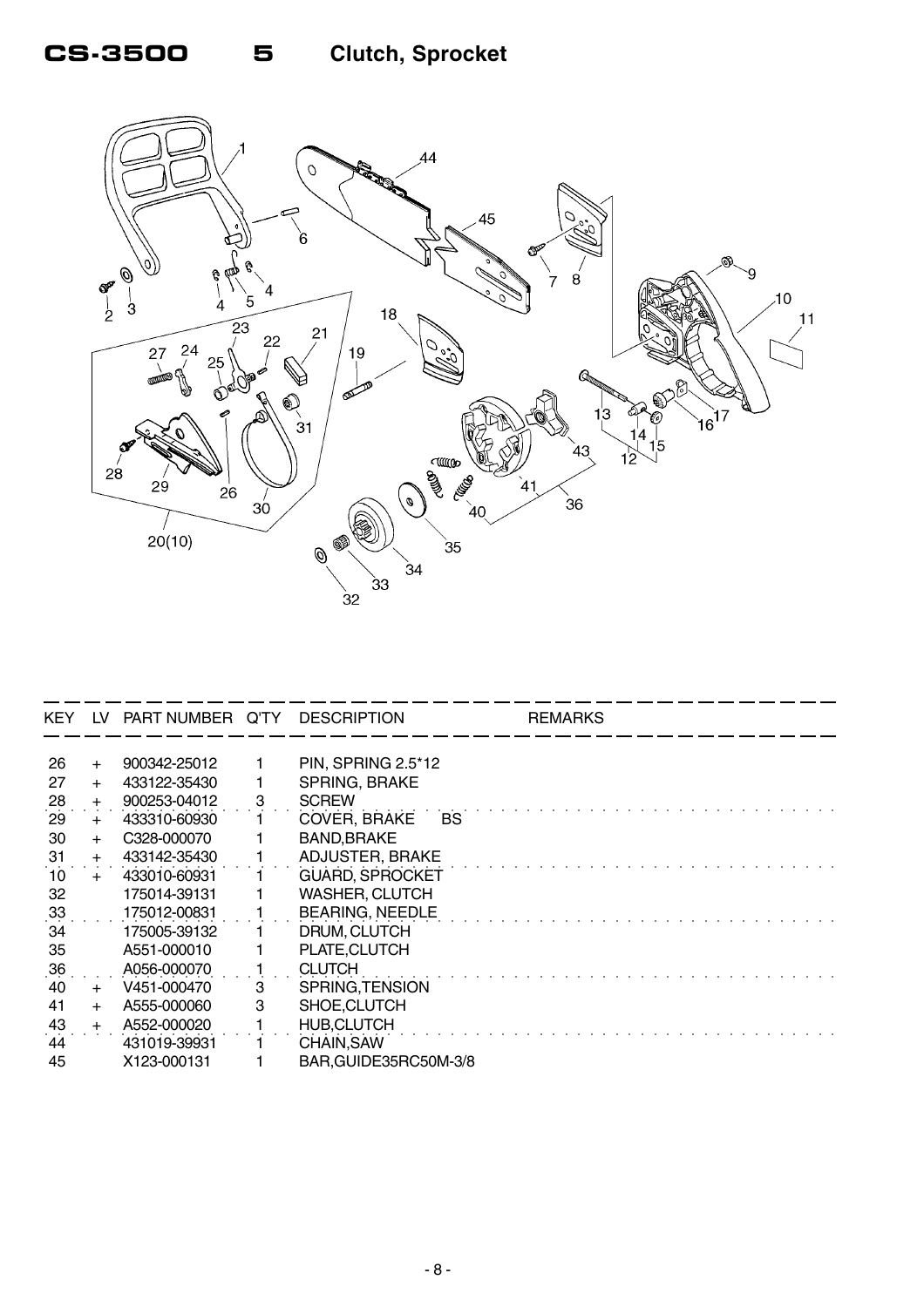# CS-3500 5 Clutch, Sprocket

| KEY | LV | PART NUMBER | Q'TY | DESCRIPTION | REMARKS |
|---|---|---|---|---|---|
| 26 | + | 900342-25012 | 1 | PIN, SPRING 2.5*12 | |
| 27 | + | 433122-35430 | 1 | SPRING, BRAKE | |
| 28 | + | 900253-04012 | 3 | SCREW | |
| 29 | + | 433310-60930 | 1 | COVER, BRAKE BS | |
| 30 | + | C328-000070 | 1 | BAND,BRAKE | |
| 31 | + | 433142-35430 | 1 | ADJUSTER, BRAKE | |
| 10 | + | 433010-60931 | 1 | GUARD, SPROCKET | |
| 32 | | 175014-39131 | 1 | WASHER, CLUTCH | |
| 33 | | 175012-00831 | 1 | BEARING, NEEDLE | |
| 34 | | 175005-39132 | 1 | DRUM, CLUTCH | |
| 35 | | A551-000010 | 1 | PLATE,CLUTCH | |
| 36 | | A056-000070 | 1 | CLUTCH | |
| 40 | + | V451-000470 | 3 | SPRING,TENSION | |
| 41 | + | A555-000060 | 3 | SHOE,CLUTCH | |
| 43 | + | A552-000020 | 1 | HUB,CLUTCH | |
| 44 | | 431019-39931 | 1 | CHAIN,SAW | |
| 45 | | X123-000131 | 1 | BAR,GUIDE35RC50M-3/8 | |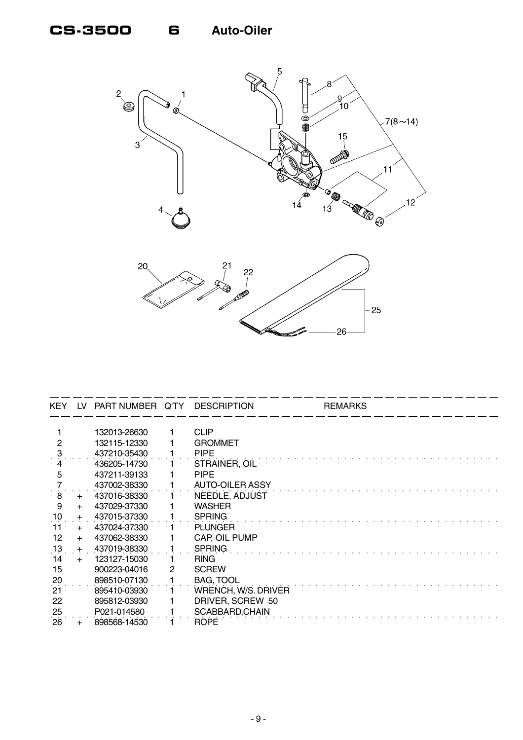# CS-3500 6 Auto-Oiler

| KEY | LV | PART NUMBER | Q'TY | DESCRIPTION | REMARKS |
|---|---|---|---|---|---|
| 1 | | 132013-26630 | 1 | CLIP | |
| 2 | | 132115-12330 | 1 | GROMMET | |
| 3 | | 437210-35430 | 1 | PIPE | |
| 4 | | 436205-14730 | 1 | STRAINER, OIL | |
| 5 | | 437211-39133 | 1 | PIPE | |
| 7 | | 437002-38330 | 1 | AUTO-OILER ASSY | |
| 8 | + | 437016-38330 | 1 | NEEDLE, ADJUST | |
| 9 | + | 437029-37330 | 1 | WASHER | |
| 10 | + | 437015-37330 | 1 | SPRING | |
| 11 | + | 437024-37330 | 1 | PLUNGER | |
| 12 | + | 437062-38330 | 1 | CAP, OIL PUMP | |
| 13 | + | 437019-38330 | 1 | SPRING | |
| 14 | + | 123127-15030 | 1 | RING | |
| 15 | | 900223-04016 | 2 | SCREW | |
| 20 | | 898510-07130 | 1 | BAG, TOOL | |
| 21 | | 895410-03930 | 1 | WRENCH, W/S. DRIVER | |
| 22 | | 895812-03930 | 1 | DRIVER, SCREW 50 | |
| 25 | | P021-014580 | 1 | SCABBARD,CHAIN | |
| 26 | + | 898568-14530 | 1 | ROPE | |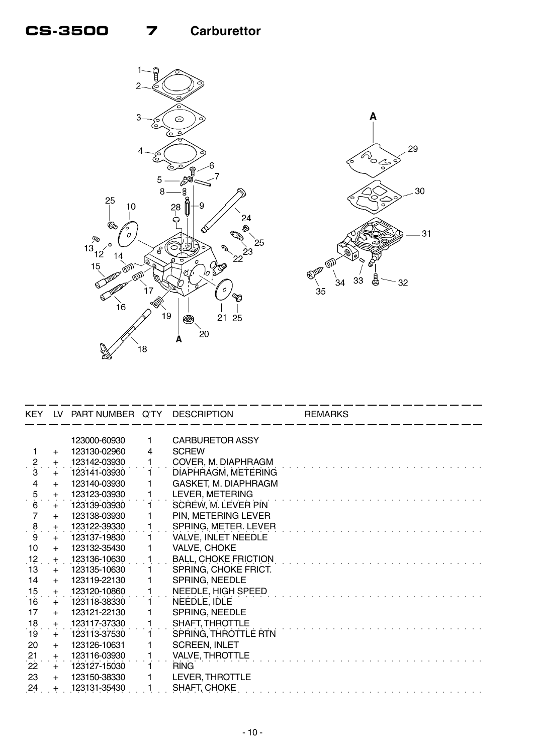# CS-3500 7 Carburettor

| KEY | LV | PART NUMBER | Q'TY | DESCRIPTION | REMARKS |
|---|---|---|---|---|---|
| | | 123000-60930 | 1 | CARBURETOR ASSY | |
| 1 | + | 123130-02960 | 4 | SCREW | |
| 2 | + | 123142-03930 | 1 | COVER, M. DIAPHRAGM | |
| 3 | + | 123141-03930 | 1 | DIAPHRAGM, METERING | |
| 4 | + | 123140-03930 | 1 | GASKET, M. DIAPHRAGM | |
| 5 | + | 123123-03930 | 1 | LEVER, METERING | |
| 6 | + | 123139-03930 | 1 | SCREW, M. LEVER PIN | |
| 7 | + | 123138-03930 | 1 | PIN, METERING LEVER | |
| 8 | + | 123122-39330 | 1 | SPRING, METER. LEVER | |
| 9 | + | 123137-19830 | 1 | VALVE, INLET NEEDLE | |
| 10 | + | 123132-35430 | 1 | VALVE, CHOKE | |
| 12 | + | 123136-10630 | 1 | BALL, CHOKE FRICTION | |
| 13 | + | 123135-10630 | 1 | SPRING, CHOKE FRICT. | |
| 14 | + | 123119-22130 | 1 | SPRING, NEEDLE | |
| 15 | + | 123120-10860 | 1 | NEEDLE, HIGH SPEED | |
| 16 | + | 123118-38330 | 1 | NEEDLE, IDLE | |
| 17 | + | 123121-22130 | 1 | SPRING, NEEDLE | |
| 18 | + | 123117-37330 | 1 | SHAFT, THROTTLE | |
| 19 | + | 123113-37530 | 1 | SPRING, THROTTLE RTN | |
| 20 | + | 123126-10631 | 1 | SCREEN, INLET | |
| 21 | + | 123116-03930 | 1 | VALVE, THROTTLE | |
| 22 | + | 123127-15030 | 1 | RING | |
| 23 | + | 123150-38330 | 1 | LEVER, THROTTLE | |
| 24 | + | 123131-35430 | 1 | SHAFT, CHOKE | |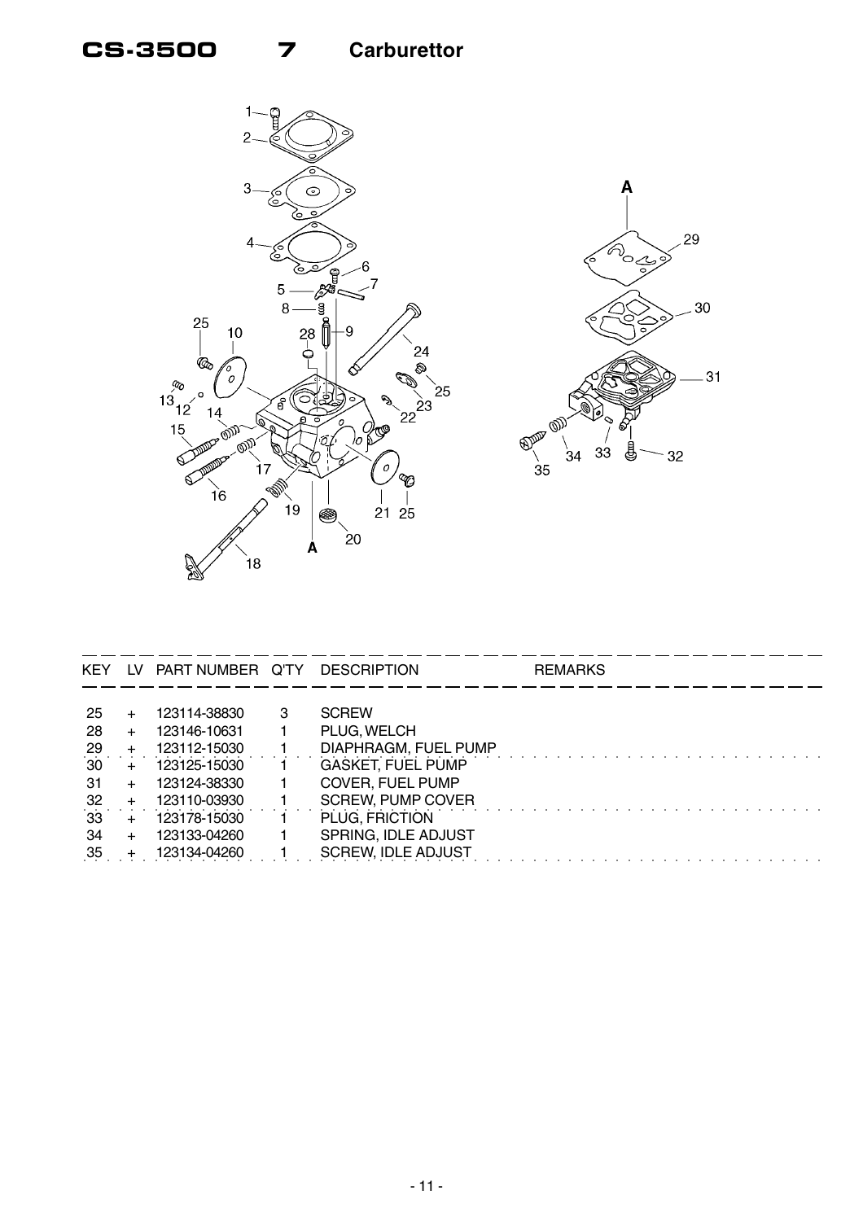# CS-3500 7 Carburettor

| KEY | LV | PART NUMBER | Q'TY | DESCRIPTION | REMARKS |
|---|---|---|---|---|---|
| 25 | + | 123114-38830 | 3 | SCREW | |
| 28 | + | 123146-10631 | 1 | PLUG, WELCH | |
| 29 | + | 123112-15030 | 1 | DIAPHRAGM, FUEL PUMP | |
| 30 | + | 123125-15030 | 1 | GASKET, FUEL PUMP | |
| 31 | + | 123124-38330 | 1 | COVER, FUEL PUMP | |
| 32 | + | 123110-03930 | 1 | SCREW, PUMP COVER | |
| 33 | + | 123178-15030 | 1 | PLUG, FRICTION | |
| 34 | + | 123133-04260 | 1 | SPRING, IDLE ADJUST | |
| 35 | + | 123134-04260 | 1 | SCREW, IDLE ADJUST | |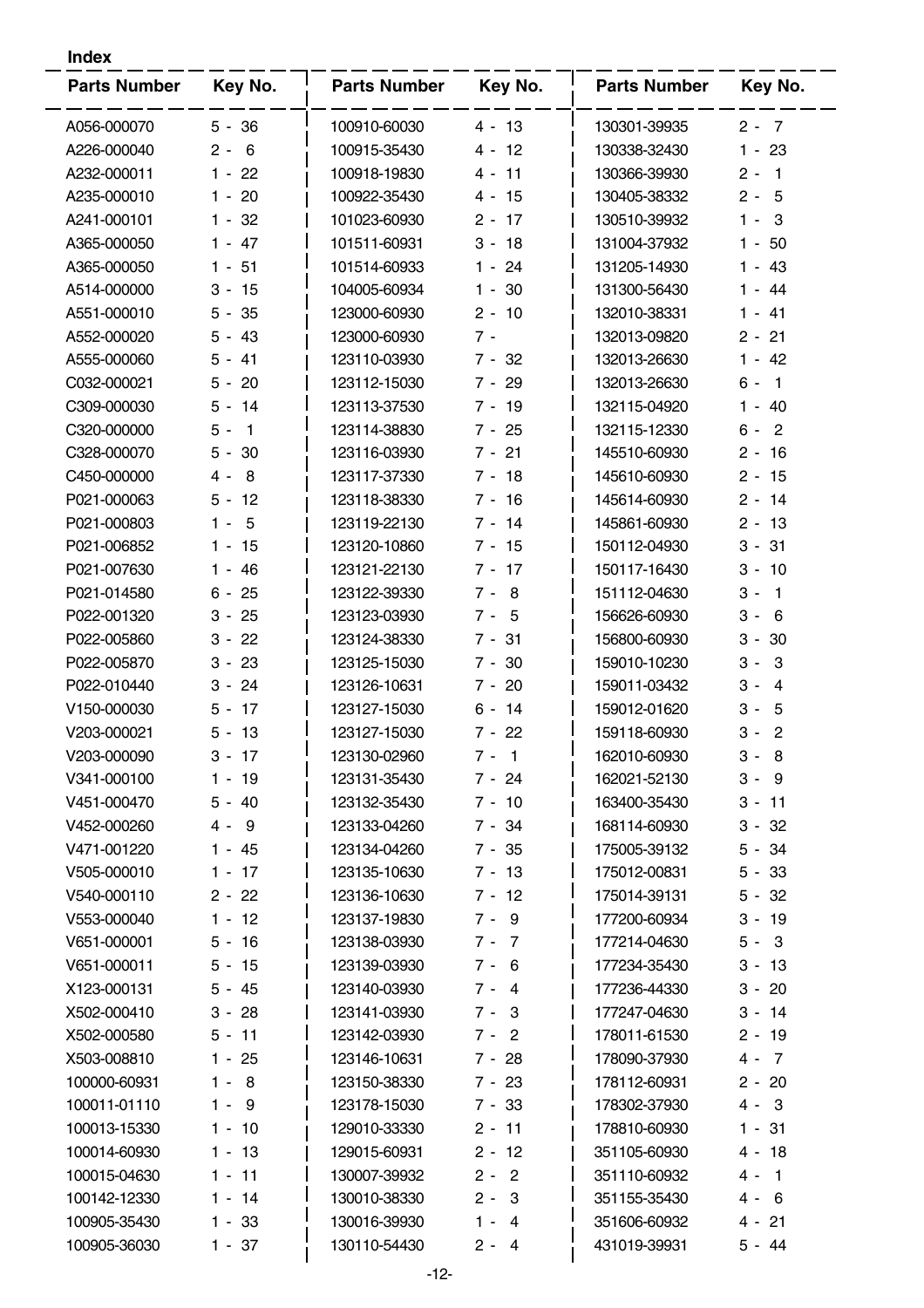**Index**

| Parts Number | Key No. | Parts Number | Key No. | Parts Number | Key No. |
|---|---|---|---|---|---|
| A056-000070 | 5 - 36 | 100910-60030 | 4 - 13 | 130301-39935 | 2 - 7 |
| A226-000040 | 2 - 6 | 100915-35430 | 4 - 12 | 130338-32430 | 1 - 23 |
| A232-000011 | 1 - 22 | 100918-19830 | 4 - 11 | 130366-39930 | 2 - 1 |
| A235-000010 | 1 - 20 | 100922-35430 | 4 - 15 | 130405-38332 | 2 - 5 |
| A241-000101 | 1 - 32 | 101023-60930 | 2 - 17 | 130510-39932 | 1 - 3 |
| A365-000050 | 1 - 47 | 101511-60931 | 3 - 18 | 131004-37932 | 1 - 50 |
| A365-000050 | 1 - 51 | 101514-60933 | 1 - 24 | 131205-14930 | 1 - 43 |
| A514-000000 | 3 - 15 | 104005-60934 | 1 - 30 | 131300-56430 | 1 - 44 |
| A551-000010 | 5 - 35 | 123000-60930 | 2 - 10 | 132010-38331 | 1 - 41 |
| A552-000020 | 5 - 43 | 123000-60930 | 7 - | 132013-09820 | 2 - 21 |
| A555-000060 | 5 - 41 | 123110-03930 | 7 - 32 | 132013-26630 | 1 - 42 |
| C032-000021 | 5 - 20 | 123112-15030 | 7 - 29 | 132013-26630 | 6 - 1 |
| C309-000030 | 5 - 14 | 123113-37530 | 7 - 19 | 132115-04920 | 1 - 40 |
| C320-000000 | 5 - 1 | 123114-38830 | 7 - 25 | 132115-12330 | 6 - 2 |
| C328-000070 | 5 - 30 | 123116-03930 | 7 - 21 | 145510-60930 | 2 - 16 |
| C450-000000 | 4 - 8 | 123117-37330 | 7 - 18 | 145610-60930 | 2 - 15 |
| P021-000063 | 5 - 12 | 123118-38330 | 7 - 16 | 145614-60930 | 2 - 14 |
| P021-000803 | 1 - 5 | 123119-22130 | 7 - 14 | 145861-60930 | 2 - 13 |
| P021-006852 | 1 - 15 | 123120-10860 | 7 - 15 | 150112-04930 | 3 - 31 |
| P021-007630 | 1 - 46 | 123121-22130 | 7 - 17 | 150117-16430 | 3 - 10 |
| P021-014580 | 6 - 25 | 123122-39330 | 7 - 8 | 151112-04630 | 3 - 1 |
| P022-001320 | 3 - 25 | 123123-03930 | 7 - 5 | 156626-60930 | 3 - 6 |
| P022-005860 | 3 - 22 | 123124-38330 | 7 - 31 | 156800-60930 | 3 - 30 |
| P022-005870 | 3 - 23 | 123125-15030 | 7 - 30 | 159010-10230 | 3 - 3 |
| P022-010440 | 3 - 24 | 123126-10631 | 7 - 20 | 159011-03432 | 3 - 4 |
| V150-000030 | 5 - 17 | 123127-15030 | 6 - 14 | 159012-01620 | 3 - 5 |
| V203-000021 | 5 - 13 | 123127-15030 | 7 - 22 | 159118-60930 | 3 - 2 |
| V203-000090 | 3 - 17 | 123130-02960 | 7 - 1 | 162010-60930 | 3 - 8 |
| V341-000100 | 1 - 19 | 123131-35430 | 7 - 24 | 162021-52130 | 3 - 9 |
| V451-000470 | 5 - 40 | 123132-35430 | 7 - 10 | 163400-35430 | 3 - 11 |
| V452-000260 | 4 - 9 | 123133-04260 | 7 - 34 | 168114-60930 | 3 - 32 |
| V471-001220 | 1 - 45 | 123134-04260 | 7 - 35 | 175005-39132 | 5 - 34 |
| V505-000010 | 1 - 17 | 123135-10630 | 7 - 13 | 175012-00831 | 5 - 33 |
| V540-000110 | 2 - 22 | 123136-10630 | 7 - 12 | 175014-39131 | 5 - 32 |
| V553-000040 | 1 - 12 | 123137-19830 | 7 - 9 | 177200-60934 | 3 - 19 |
| V651-000001 | 5 - 16 | 123138-03930 | 7 - 7 | 177214-04630 | 5 - 3 |
| V651-000011 | 5 - 15 | 123139-03930 | 7 - 6 | 177234-35430 | 3 - 13 |
| X123-000131 | 5 - 45 | 123140-03930 | 7 - 4 | 177236-44330 | 3 - 20 |
| X502-000410 | 3 - 28 | 123141-03930 | 7 - 3 | 177247-04630 | 3 - 14 |
| X502-000580 | 5 - 11 | 123142-03930 | 7 - 2 | 178011-61530 | 2 - 19 |
| X503-008810 | 1 - 25 | 123146-10631 | 7 - 28 | 178090-37930 | 4 - 7 |
| 100000-60931 | 1 - 8 | 123150-38330 | 7 - 23 | 178112-60931 | 2 - 20 |
| 100011-01110 | 1 - 9 | 123178-15030 | 7 - 33 | 178302-37930 | 4 - 3 |
| 100013-15330 | 1 - 10 | 129010-33330 | 2 - 11 | 178810-60930 | 1 - 31 |
| 100014-60930 | 1 - 13 | 129015-60931 | 2 - 12 | 351105-60930 | 4 - 18 |
| 100015-04630 | 1 - 11 | 130007-39932 | 2 - 2 | 351110-60932 | 4 - 1 |
| 100142-12330 | 1 - 14 | 130010-38330 | 2 - 3 | 351155-35430 | 4 - 6 |
| 100905-35430 | 1 - 33 | 130016-39930 | 1 - 4 | 351606-60932 | 4 - 21 |
| 100905-36030 | 1 - 37 | 130110-54430 | 2 - 4 | 431019-39931 | 5 - 44 |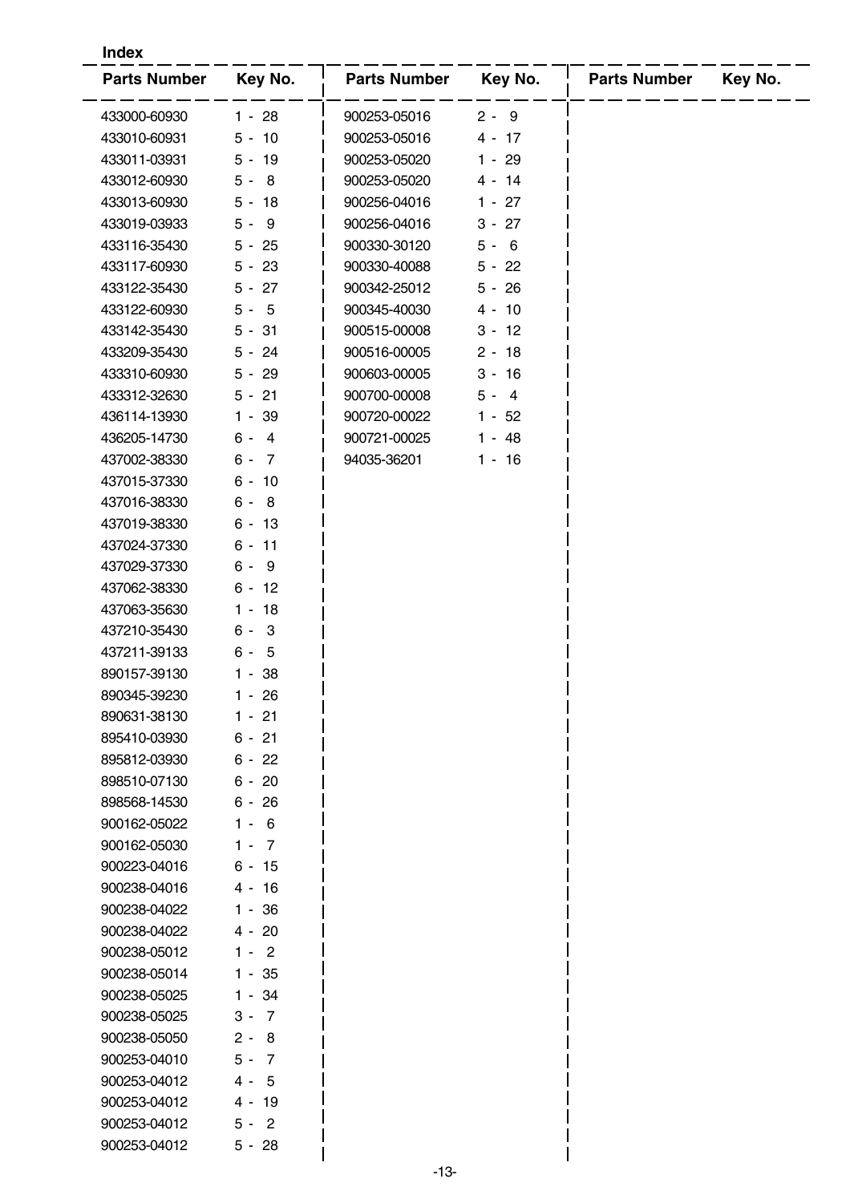**Index**

| Parts Number | Key No. | Parts Number | Key No. | Parts Number | Key No. |
|---|---|---|---|---|---|
| 433000-60930 | 1 - 28 | 900253-05016 | 2 - 9 | | |
| 433010-60931 | 5 - 10 | 900253-05016 | 4 - 17 | | |
| 433011-03931 | 5 - 19 | 900253-05020 | 1 - 29 | | |
| 433012-60930 | 5 - 8 | 900253-05020 | 4 - 14 | | |
| 433013-60930 | 5 - 18 | 900256-04016 | 1 - 27 | | |
| 433019-03933 | 5 - 9 | 900256-04016 | 3 - 27 | | |
| 433116-35430 | 5 - 25 | 900330-30120 | 5 - 6 | | |
| 433117-60930 | 5 - 23 | 900330-40088 | 5 - 22 | | |
| 433122-35430 | 5 - 27 | 900342-25012 | 5 - 26 | | |
| 433122-60930 | 5 - 5 | 900345-40030 | 4 - 10 | | |
| 433142-35430 | 5 - 31 | 900515-00008 | 3 - 12 | | |
| 433209-35430 | 5 - 24 | 900516-00005 | 2 - 18 | | |
| 433310-60930 | 5 - 29 | 900603-00005 | 3 - 16 | | |
| 433312-32630 | 5 - 21 | 900700-00008 | 5 - 4 | | |
| 436114-13930 | 1 - 39 | 900720-00022 | 1 - 52 | | |
| 436205-14730 | 6 - 4 | 900721-00025 | 1 - 48 | | |
| 437002-38330 | 6 - 7 | 94035-36201 | 1 - 16 | | |
| 437015-37330 | 6 - 10 | | | | |
| 437016-38330 | 6 - 8 | | | | |
| 437019-38330 | 6 - 13 | | | | |
| 437024-37330 | 6 - 11 | | | | |
| 437029-37330 | 6 - 9 | | | | |
| 437062-38330 | 6 - 12 | | | | |
| 437063-35630 | 1 - 18 | | | | |
| 437210-35430 | 6 - 3 | | | | |
| 437211-39133 | 6 - 5 | | | | |
| 890157-39130 | 1 - 38 | | | | |
| 890345-39230 | 1 - 26 | | | | |
| 890631-38130 | 1 - 21 | | | | |
| 895410-03930 | 6 - 21 | | | | |
| 895812-03930 | 6 - 22 | | | | |
| 898510-07130 | 6 - 20 | | | | |
| 898568-14530 | 6 - 26 | | | | |
| 900162-05022 | 1 - 6 | | | | |
| 900162-05030 | 1 - 7 | | | | |
| 900223-04016 | 6 - 15 | | | | |
| 900238-04016 | 4 - 16 | | | | |
| 900238-04022 | 1 - 36 | | | | |
| 900238-04022 | 4 - 20 | | | | |
| 900238-05012 | 1 - 2 | | | | |
| 900238-05014 | 1 - 35 | | | | |
| 900238-05025 | 1 - 34 | | | | |
| 900238-05025 | 3 - 7 | | | | |
| 900238-05050 | 2 - 8 | | | | |
| 900253-04010 | 5 - 7 | | | | |
| 900253-04012 | 4 - 5 | | | | |
| 900253-04012 | 4 - 19 | | | | |
| 900253-04012 | 5 - 2 | | | | |
| 900253-04012 | 5 - 28 | | | | |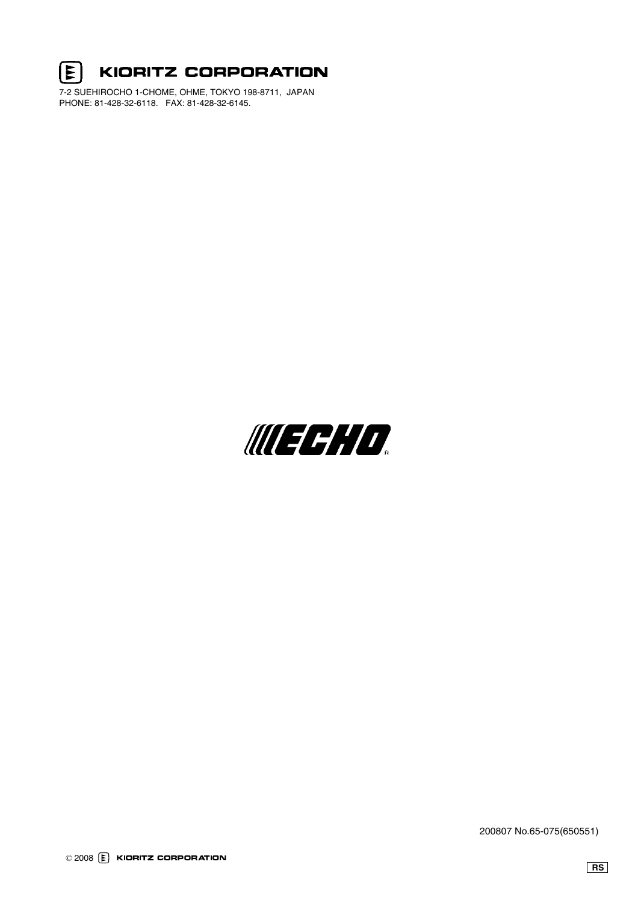KIORITZ CORPORATION

7-2 SUEHIROCHO 1-CHOME, OHME, TOKYO 198-8711, JAPAN
PHONE: 81-428-32-6118. FAX: 81-428-32-6145.

ECHO®

200807 No.65-075(650551)

© 2008 KIORITZ CORPORATION

RS